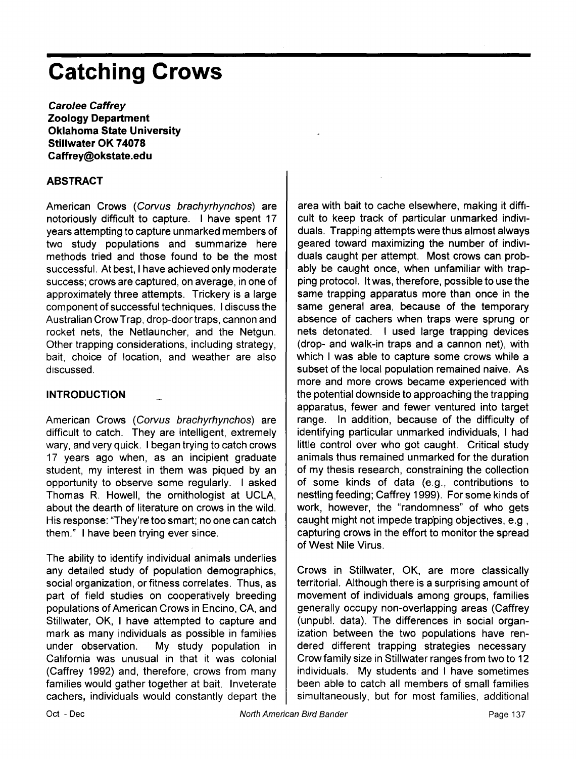# Catching Crows

***Carolee Caffrey***
**Zoology Department**
**Oklahoma State University**
**Stillwater OK 74078**
**Caffrey@okstate.edu**

## ABSTRACT

American Crows (*Corvus brachyrhynchos*) are notoriously difficult to capture. I have spent 17 years attempting to capture unmarked members of two study populations and summarize here methods tried and those found to be the most successful. At best, I have achieved only moderate success; crows are captured, on average, in one of approximately three attempts. Trickery is a large component of successful techniques. I discuss the Australian Crow Trap, drop-door traps, cannon and rocket nets, the Netlauncher, and the Netgun. Other trapping considerations, including strategy, bait, choice of location, and weather are also discussed.

## INTRODUCTION

American Crows (*Corvus brachyrhynchos*) are difficult to catch. They are intelligent, extremely wary, and very quick. I began trying to catch crows 17 years ago when, as an incipient graduate student, my interest in them was piqued by an opportunity to observe some regularly. I asked Thomas R. Howell, the ornithologist at UCLA, about the dearth of literature on crows in the wild. His response: "They're too smart; no one can catch them." I have been trying ever since.

The ability to identify individual animals underlies any detailed study of population demographics, social organization, or fitness correlates. Thus, as part of field studies on cooperatively breeding populations of American Crows in Encino, CA, and Stillwater, OK, I have attempted to capture and mark as many individuals as possible in families under observation. My study population in California was unusual in that it was colonial (Caffrey 1992) and, therefore, crows from many families would gather together at bait. Inveterate cachers, individuals would constantly depart the area with bait to cache elsewhere, making it difficult to keep track of particular unmarked individuals. Trapping attempts were thus almost always geared toward maximizing the number of individuals caught per attempt. Most crows can probably be caught once, when unfamiliar with trapping protocol. It was, therefore, possible to use the same trapping apparatus more than once in the same general area, because of the temporary absence of cachers when traps were sprung or nets detonated. I used large trapping devices (drop- and walk-in traps and a cannon net), with which I was able to capture some crows while a subset of the local population remained naive. As more and more crows became experienced with the potential downside to approaching the trapping apparatus, fewer and fewer ventured into target range. In addition, because of the difficulty of identifying particular unmarked individuals, I had little control over who got caught. Critical study animals thus remained unmarked for the duration of my thesis research, constraining the collection of some kinds of data (e.g., contributions to nestling feeding; Caffrey 1999). For some kinds of work, however, the "randomness" of who gets caught might not impede trapping objectives, e.g , capturing crows in the effort to monitor the spread of West Nile Virus.

Crows in Stillwater, OK, are more classically territorial. Although there is a surprising amount of movement of individuals among groups, families generally occupy non-overlapping areas (Caffrey (unpubl. data). The differences in social organization between the two populations have rendered different trapping strategies necessary Crow family size in Stillwater ranges from two to 12 individuals. My students and I have sometimes been able to catch all members of small families simultaneously, but for most families, additional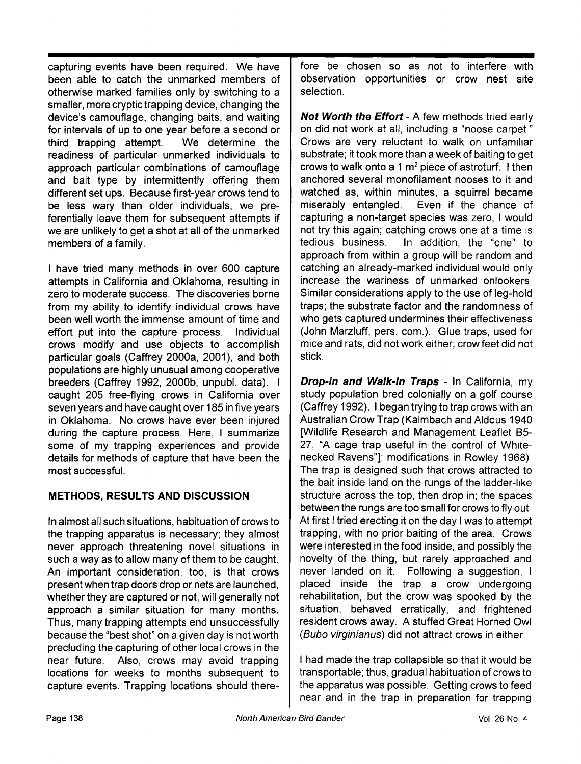capturing events have been required. We have been able to catch the unmarked members of otherwise marked families only by switching to a smaller, more cryptic trapping device, changing the device's camouflage, changing baits, and waiting for intervals of up to one year before a second or third trapping attempt. We determine the readiness of particular unmarked individuals to approach particular combinations of camouflage and bait type by intermittently offering them different set ups. Because first-year crows tend to be less wary than older individuals, we preferentially leave them for subsequent attempts if we are unlikely to get a shot at all of the unmarked members of a family.

I have tried many methods in over 600 capture attempts in California and Oklahoma, resulting in zero to moderate success. The discoveries borne from my ability to identify individual crows have been well worth the immense amount of time and effort put into the capture process. Individual crows modify and use objects to accomplish particular goals (Caffrey 2000a, 2001), and both populations are highly unusual among cooperative breeders (Caffrey 1992, 2000b, unpubl. data). I caught 205 free-flying crows in California over seven years and have caught over 185 in five years in Oklahoma. No crows have ever been injured during the capture process. Here, I summarize some of my trapping experiences and provide details for methods of capture that have been the most successful.

## METHODS, RESULTS AND DISCUSSION

In almost all such situations, habituation of crows to the trapping apparatus is necessary; they almost never approach threatening novel situations in such a way as to allow many of them to be caught. An important consideration, too, is that crows present when trap doors drop or nets are launched, whether they are captured or not, will generally not approach a similar situation for many months. Thus, many trapping attempts end unsuccessfully because the "best shot" on a given day is not worth precluding the capturing of other local crows in the near future. Also, crows may avoid trapping locations for weeks to months subsequent to capture events. Trapping locations should therefore be chosen so as not to interfere with observation opportunities or crow nest site selection.

***Not Worth the Effort*** - A few methods tried early on did not work at all, including a "noose carpet." Crows are very reluctant to walk on unfamiliar substrate; it took more than a week of baiting to get crows to walk onto a 1 m² piece of astroturf. I then anchored several monofilament nooses to it and watched as, within minutes, a squirrel became miserably entangled. Even if the chance of capturing a non-target species was zero, I would not try this again; catching crows one at a time is tedious business. In addition, the "one" to approach from within a group will be random and catching an already-marked individual would only increase the wariness of unmarked onlookers. Similar considerations apply to the use of leg-hold traps; the substrate factor and the randomness of who gets captured undermines their effectiveness (John Marzluff, pers. com.). Glue traps, used for mice and rats, did not work either; crow feet did not stick.

***Drop-in and Walk-in Traps*** - In California, my study population bred colonially on a golf course (Caffrey 1992). I began trying to trap crows with an Australian Crow Trap (Kalmbach and Aldous 1940 [Wildlife Research and Management Leaflet B5-27, "A cage trap useful in the control of White-necked Ravens"]; modifications in Rowley 1968). The trap is designed such that crows attracted to the bait inside land on the rungs of the ladder-like structure across the top, then drop in; the spaces between the rungs are too small for crows to fly out. At first I tried erecting it on the day I was to attempt trapping, with no prior baiting of the area. Crows were interested in the food inside, and possibly the novelty of the thing, but rarely approached and never landed on it. Following a suggestion, I placed inside the trap a crow undergoing rehabilitation, but the crow was spooked by the situation, behaved erratically, and frightened resident crows away. A stuffed Great Horned Owl (*Bubo virginianus*) did not attract crows in either

I had made the trap collapsible so that it would be transportable; thus, gradual habituation of crows to the apparatus was possible. Getting crows to feed near and in the trap in preparation for trapping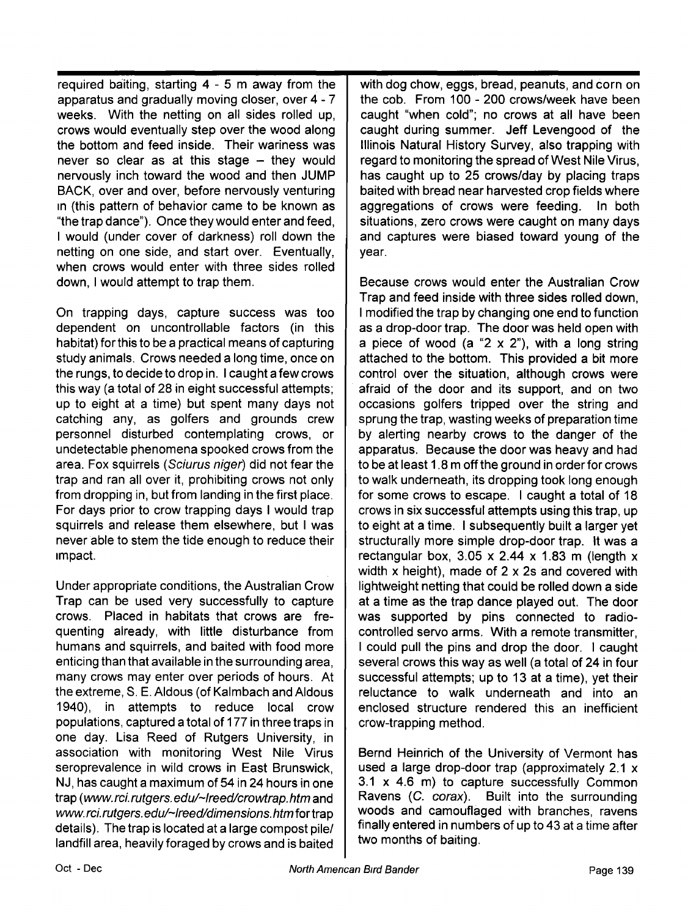required baiting, starting 4 - 5 m away from the apparatus and gradually moving closer, over 4 - 7 weeks. With the netting on all sides rolled up, crows would eventually step over the wood along the bottom and feed inside. Their wariness was never so clear as at this stage – they would nervously inch toward the wood and then JUMP BACK, over and over, before nervously venturing in (this pattern of behavior came to be known as "the trap dance"). Once they would enter and feed, I would (under cover of darkness) roll down the netting on one side, and start over. Eventually, when crows would enter with three sides rolled down, I would attempt to trap them.

On trapping days, capture success was too dependent on uncontrollable factors (in this habitat) for this to be a practical means of capturing study animals. Crows needed a long time, once on the rungs, to decide to drop in. I caught a few crows this way (a total of 28 in eight successful attempts; up to eight at a time) but spent many days not catching any, as golfers and grounds crew personnel disturbed contemplating crows, or undetectable phenomena spooked crows from the area. Fox squirrels (*Sciurus niger*) did not fear the trap and ran all over it, prohibiting crows not only from dropping in, but from landing in the first place. For days prior to crow trapping days I would trap squirrels and release them elsewhere, but I was never able to stem the tide enough to reduce their impact.

Under appropriate conditions, the Australian Crow Trap can be used very successfully to capture crows. Placed in habitats that crows are frequenting already, with little disturbance from humans and squirrels, and baited with food more enticing than that available in the surrounding area, many crows may enter over periods of hours. At the extreme, S. E. Aldous (of Kalmbach and Aldous 1940), in attempts to reduce local crow populations, captured a total of 177 in three traps in one day. Lisa Reed of Rutgers University, in association with monitoring West Nile Virus seroprevalence in wild crows in East Brunswick, NJ, has caught a maximum of 54 in 24 hours in one trap (*www.rci.rutgers.edu/~lreed/crowtrap.htm* and *www.rci.rutgers.edu/~lreed/dimensions.htm* for trap details). The trap is located at a large compost pile/ landfill area, heavily foraged by crows and is baited with dog chow, eggs, bread, peanuts, and corn on the cob. From 100 - 200 crows/week have been caught "when cold"; no crows at all have been caught during summer. Jeff Levengood of the Illinois Natural History Survey, also trapping with regard to monitoring the spread of West Nile Virus, has caught up to 25 crows/day by placing traps baited with bread near harvested crop fields where aggregations of crows were feeding. In both situations, zero crows were caught on many days and captures were biased toward young of the year.

Because crows would enter the Australian Crow Trap and feed inside with three sides rolled down, I modified the trap by changing one end to function as a drop-door trap. The door was held open with a piece of wood (a "2 x 2"), with a long string attached to the bottom. This provided a bit more control over the situation, although crows were afraid of the door and its support, and on two occasions golfers tripped over the string and sprung the trap, wasting weeks of preparation time by alerting nearby crows to the danger of the apparatus. Because the door was heavy and had to be at least 1.8 m off the ground in order for crows to walk underneath, its dropping took long enough for some crows to escape. I caught a total of 18 crows in six successful attempts using this trap, up to eight at a time. I subsequently built a larger yet structurally more simple drop-door trap. It was a rectangular box, 3.05 x 2.44 x 1.83 m (length x width x height), made of 2 x 2s and covered with lightweight netting that could be rolled down a side at a time as the trap dance played out. The door was supported by pins connected to radio-controlled servo arms. With a remote transmitter, I could pull the pins and drop the door. I caught several crows this way as well (a total of 24 in four successful attempts; up to 13 at a time), yet their reluctance to walk underneath and into an enclosed structure rendered this an inefficient crow-trapping method.

Bernd Heinrich of the University of Vermont has used a large drop-door trap (approximately 2.1 x 3.1 x 4.6 m) to capture successfully Common Ravens (*C. corax*). Built into the surrounding woods and camouflaged with branches, ravens finally entered in numbers of up to 43 at a time after two months of baiting.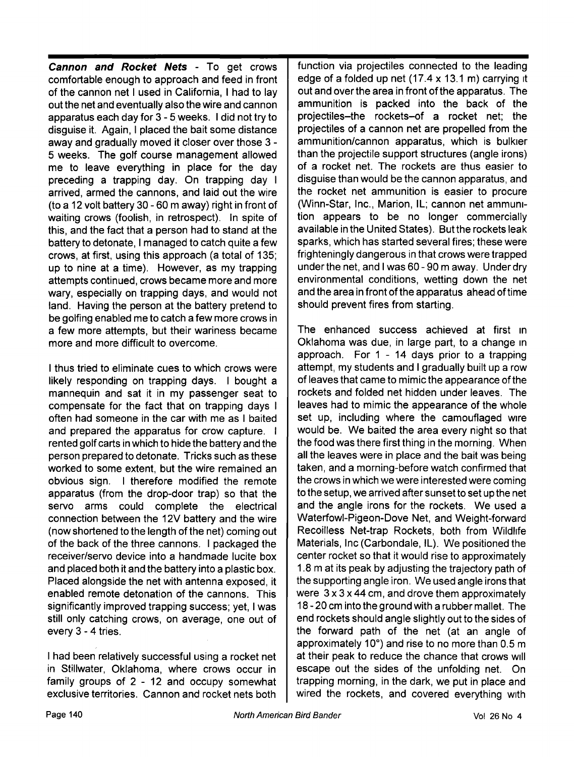**Cannon and Rocket Nets** - To get crows comfortable enough to approach and feed in front of the cannon net I used in California, I had to lay out the net and eventually also the wire and cannon apparatus each day for 3 - 5 weeks. I did not try to disguise it. Again, I placed the bait some distance away and gradually moved it closer over those 3 - 5 weeks. The golf course management allowed me to leave everything in place for the day preceding a trapping day. On trapping day I arrived, armed the cannons, and laid out the wire (to a 12 volt battery 30 - 60 m away) right in front of waiting crows (foolish, in retrospect). In spite of this, and the fact that a person had to stand at the battery to detonate, I managed to catch quite a few crows, at first, using this approach (a total of 135; up to nine at a time). However, as my trapping attempts continued, crows became more and more wary, especially on trapping days, and would not land. Having the person at the battery pretend to be golfing enabled me to catch a few more crows in a few more attempts, but their wariness became more and more difficult to overcome.

I thus tried to eliminate cues to which crows were likely responding on trapping days. I bought a mannequin and sat it in my passenger seat to compensate for the fact that on trapping days I often had someone in the car with me as I baited and prepared the apparatus for crow capture. I rented golf carts in which to hide the battery and the person prepared to detonate. Tricks such as these worked to some extent, but the wire remained an obvious sign. I therefore modified the remote apparatus (from the drop-door trap) so that the servo arms could complete the electrical connection between the 12V battery and the wire (now shortened to the length of the net) coming out of the back of the three cannons. I packaged the receiver/servo device into a handmade lucite box and placed both it and the battery into a plastic box. Placed alongside the net with antenna exposed, it enabled remote detonation of the cannons. This significantly improved trapping success; yet, I was still only catching crows, on average, one out of every 3 - 4 tries.

I had been relatively successful using a rocket net in Stillwater, Oklahoma, where crows occur in family groups of 2 - 12 and occupy somewhat exclusive territories. Cannon and rocket nets both function via projectiles connected to the leading edge of a folded up net (17.4 x 13.1 m) carrying it out and over the area in front of the apparatus. The ammunition is packed into the back of the projectiles–the rockets–of a rocket net; the projectiles of a cannon net are propelled from the ammunition/cannon apparatus, which is bulkier than the projectile support structures (angle irons) of a rocket net. The rockets are thus easier to disguise than would be the cannon apparatus, and the rocket net ammunition is easier to procure (Winn-Star, Inc., Marion, IL; cannon net ammunition appears to be no longer commercially available in the United States). But the rockets leak sparks, which has started several fires; these were frighteningly dangerous in that crows were trapped under the net, and I was 60 - 90 m away. Under dry environmental conditions, wetting down the net and the area in front of the apparatus ahead of time should prevent fires from starting.

The enhanced success achieved at first in Oklahoma was due, in large part, to a change in approach. For 1 - 14 days prior to a trapping attempt, my students and I gradually built up a row of leaves that came to mimic the appearance of the rockets and folded net hidden under leaves. The leaves had to mimic the appearance of the whole set up, including where the camouflaged wire would be. We baited the area every night so that the food was there first thing in the morning. When all the leaves were in place and the bait was being taken, and a morning-before watch confirmed that the crows in which we were interested were coming to the setup, we arrived after sunset to set up the net and the angle irons for the rockets. We used a Waterfowl-Pigeon-Dove Net, and Weight-forward Recoilless Net-trap Rockets, both from Wildlife Materials, Inc (Carbondale, IL). We positioned the center rocket so that it would rise to approximately 1.8 m at its peak by adjusting the trajectory path of the supporting angle iron. We used angle irons that were 3 x 3 x 44 cm, and drove them approximately 18 - 20 cm into the ground with a rubber mallet. The end rockets should angle slightly out to the sides of the forward path of the net (at an angle of approximately 10°) and rise to no more than 0.5 m at their peak to reduce the chance that crows will escape out the sides of the unfolding net. On trapping morning, in the dark, we put in place and wired the rockets, and covered everything with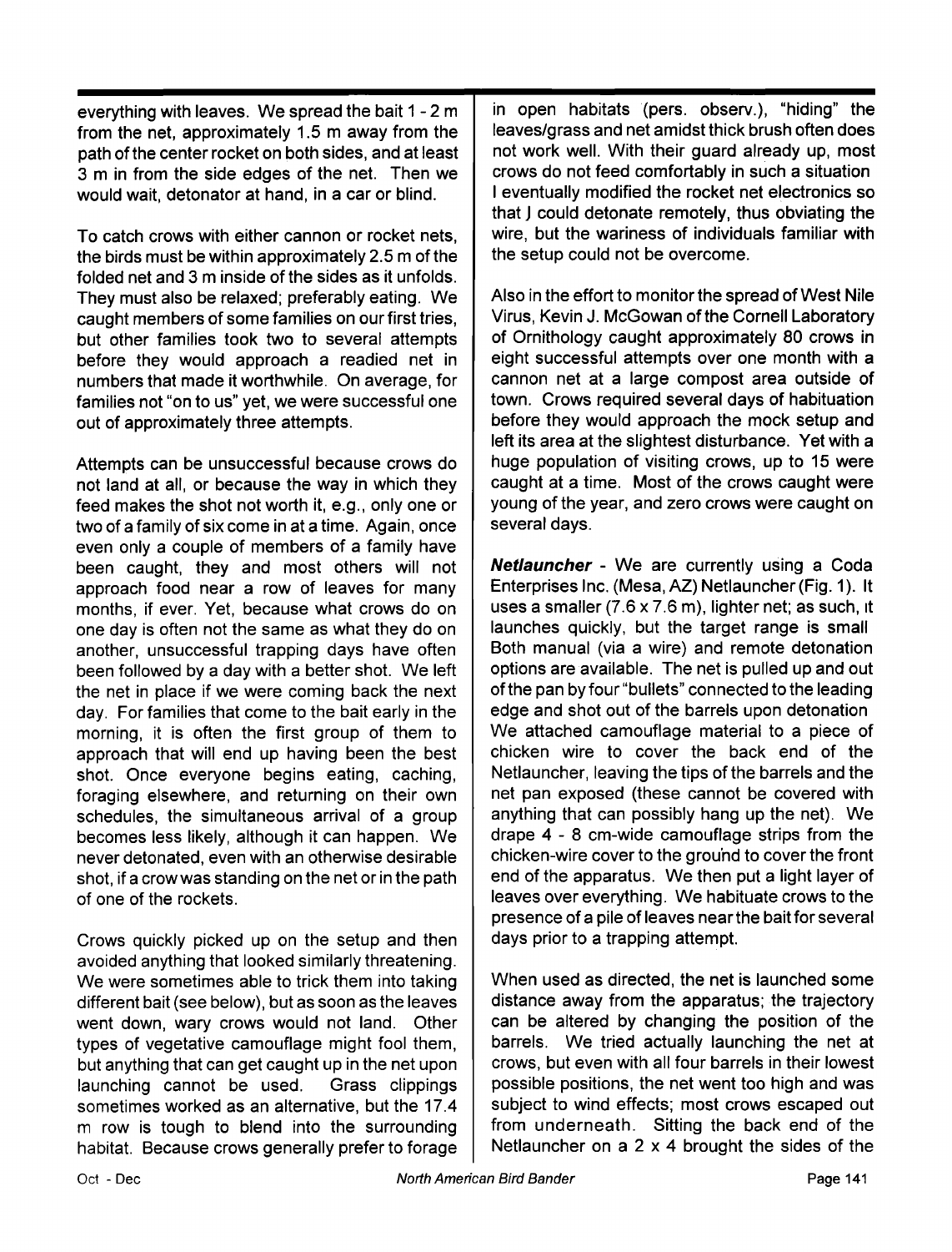everything with leaves. We spread the bait 1 - 2 m from the net, approximately 1.5 m away from the path of the center rocket on both sides, and at least 3 m in from the side edges of the net. Then we would wait, detonator at hand, in a car or blind.

To catch crows with either cannon or rocket nets, the birds must be within approximately 2.5 m of the folded net and 3 m inside of the sides as it unfolds. They must also be relaxed; preferably eating. We caught members of some families on our first tries, but other families took two to several attempts before they would approach a readied net in numbers that made it worthwhile. On average, for families not "on to us" yet, we were successful one out of approximately three attempts.

Attempts can be unsuccessful because crows do not land at all, or because the way in which they feed makes the shot not worth it, e.g., only one or two of a family of six come in at a time. Again, once even only a couple of members of a family have been caught, they and most others will not approach food near a row of leaves for many months, if ever. Yet, because what crows do on one day is often not the same as what they do on another, unsuccessful trapping days have often been followed by a day with a better shot. We left the net in place if we were coming back the next day. For families that come to the bait early in the morning, it is often the first group of them to approach that will end up having been the best shot. Once everyone begins eating, caching, foraging elsewhere, and returning on their own schedules, the simultaneous arrival of a group becomes less likely, although it can happen. We never detonated, even with an otherwise desirable shot, if a crow was standing on the net or in the path of one of the rockets.

Crows quickly picked up on the setup and then avoided anything that looked similarly threatening. We were sometimes able to trick them into taking different bait (see below), but as soon as the leaves went down, wary crows would not land. Other types of vegetative camouflage might fool them, but anything that can get caught up in the net upon launching cannot be used. Grass clippings sometimes worked as an alternative, but the 17.4 m row is tough to blend into the surrounding habitat. Because crows generally prefer to forage in open habitats (pers. observ.), "hiding" the leaves/grass and net amidst thick brush often does not work well. With their guard already up, most crows do not feed comfortably in such a situation. I eventually modified the rocket net electronics so that I could detonate remotely, thus obviating the wire, but the wariness of individuals familiar with the setup could not be overcome.

Also in the effort to monitor the spread of West Nile Virus, Kevin J. McGowan of the Cornell Laboratory of Ornithology caught approximately 80 crows in eight successful attempts over one month with a cannon net at a large compost area outside of town. Crows required several days of habituation before they would approach the mock setup and left its area at the slightest disturbance. Yet with a huge population of visiting crows, up to 15 were caught at a time. Most of the crows caught were young of the year, and zero crows were caught on several days.

***Netlauncher*** - We are currently using a Coda Enterprises Inc. (Mesa, AZ) Netlauncher (Fig. 1). It uses a smaller (7.6 x 7.6 m), lighter net; as such, it launches quickly, but the target range is small. Both manual (via a wire) and remote detonation options are available. The net is pulled up and out of the pan by four "bullets" connected to the leading edge and shot out of the barrels upon detonation. We attached camouflage material to a piece of chicken wire to cover the back end of the Netlauncher, leaving the tips of the barrels and the net pan exposed (these cannot be covered with anything that can possibly hang up the net). We drape 4 - 8 cm-wide camouflage strips from the chicken-wire cover to the ground to cover the front end of the apparatus. We then put a light layer of leaves over everything. We habituate crows to the presence of a pile of leaves near the bait for several days prior to a trapping attempt.

When used as directed, the net is launched some distance away from the apparatus; the trajectory can be altered by changing the position of the barrels. We tried actually launching the net at crows, but even with all four barrels in their lowest possible positions, the net went too high and was subject to wind effects; most crows escaped out from underneath. Sitting the back end of the Netlauncher on a 2 x 4 brought the sides of the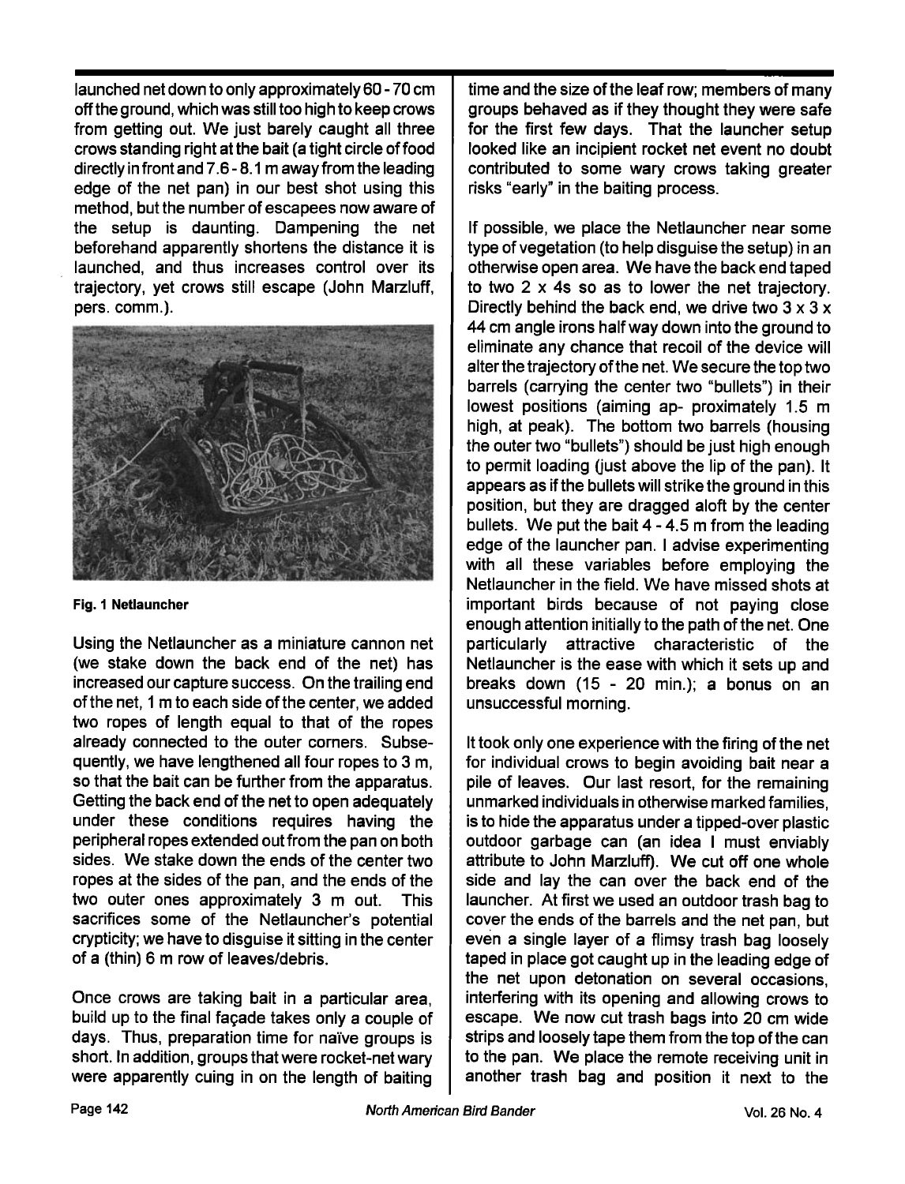launched net down to only approximately 60 - 70 cm off the ground, which was still too high to keep crows from getting out. We just barely caught all three crows standing right at the bait (a tight circle of food directly in front and 7.6 - 8.1 m away from the leading edge of the net pan) in our best shot using this method, but the number of escapees now aware of the setup is daunting. Dampening the net beforehand apparently shortens the distance it is launched, and thus increases control over its trajectory, yet crows still escape (John Marzluff, pers. comm.).

**Fig. 1 Netlauncher**

Using the Netlauncher as a miniature cannon net (we stake down the back end of the net) has increased our capture success. On the trailing end of the net, 1 m to each side of the center, we added two ropes of length equal to that of the ropes already connected to the outer corners. Subsequently, we have lengthened all four ropes to 3 m, so that the bait can be further from the apparatus. Getting the back end of the net to open adequately under these conditions requires having the peripheral ropes extended out from the pan on both sides. We stake down the ends of the center two ropes at the sides of the pan, and the ends of the two outer ones approximately 3 m out. This sacrifices some of the Netlauncher's potential crypticity; we have to disguise it sitting in the center of a (thin) 6 m row of leaves/debris.

Once crows are taking bait in a particular area, build up to the final façade takes only a couple of days. Thus, preparation time for naïve groups is short. In addition, groups that were rocket-net wary were apparently cuing in on the length of baiting time and the size of the leaf row; members of many groups behaved as if they thought they were safe for the first few days. That the launcher setup looked like an incipient rocket net event no doubt contributed to some wary crows taking greater risks "early" in the baiting process.

If possible, we place the Netlauncher near some type of vegetation (to help disguise the setup) in an otherwise open area. We have the back end taped to two 2 x 4s so as to lower the net trajectory. Directly behind the back end, we drive two 3 x 3 x 44 cm angle irons half way down into the ground to eliminate any chance that recoil of the device will alter the trajectory of the net. We secure the top two barrels (carrying the center two "bullets") in their lowest positions (aiming ap- proximately 1.5 m high, at peak). The bottom two barrels (housing the outer two "bullets") should be just high enough to permit loading (just above the lip of the pan). It appears as if the bullets will strike the ground in this position, but they are dragged aloft by the center bullets. We put the bait 4 - 4.5 m from the leading edge of the launcher pan. I advise experimenting with all these variables before employing the Netlauncher in the field. We have missed shots at important birds because of not paying close enough attention initially to the path of the net. One particularly attractive characteristic of the Netlauncher is the ease with which it sets up and breaks down (15 - 20 min.); a bonus on an unsuccessful morning.

It took only one experience with the firing of the net for individual crows to begin avoiding bait near a pile of leaves. Our last resort, for the remaining unmarked individuals in otherwise marked families, is to hide the apparatus under a tipped-over plastic outdoor garbage can (an idea I must enviably attribute to John Marzluff). We cut off one whole side and lay the can over the back end of the launcher. At first we used an outdoor trash bag to cover the ends of the barrels and the net pan, but even a single layer of a flimsy trash bag loosely taped in place got caught up in the leading edge of the net upon detonation on several occasions, interfering with its opening and allowing crows to escape. We now cut trash bags into 20 cm wide strips and loosely tape them from the top of the can to the pan. We place the remote receiving unit in another trash bag and position it next to the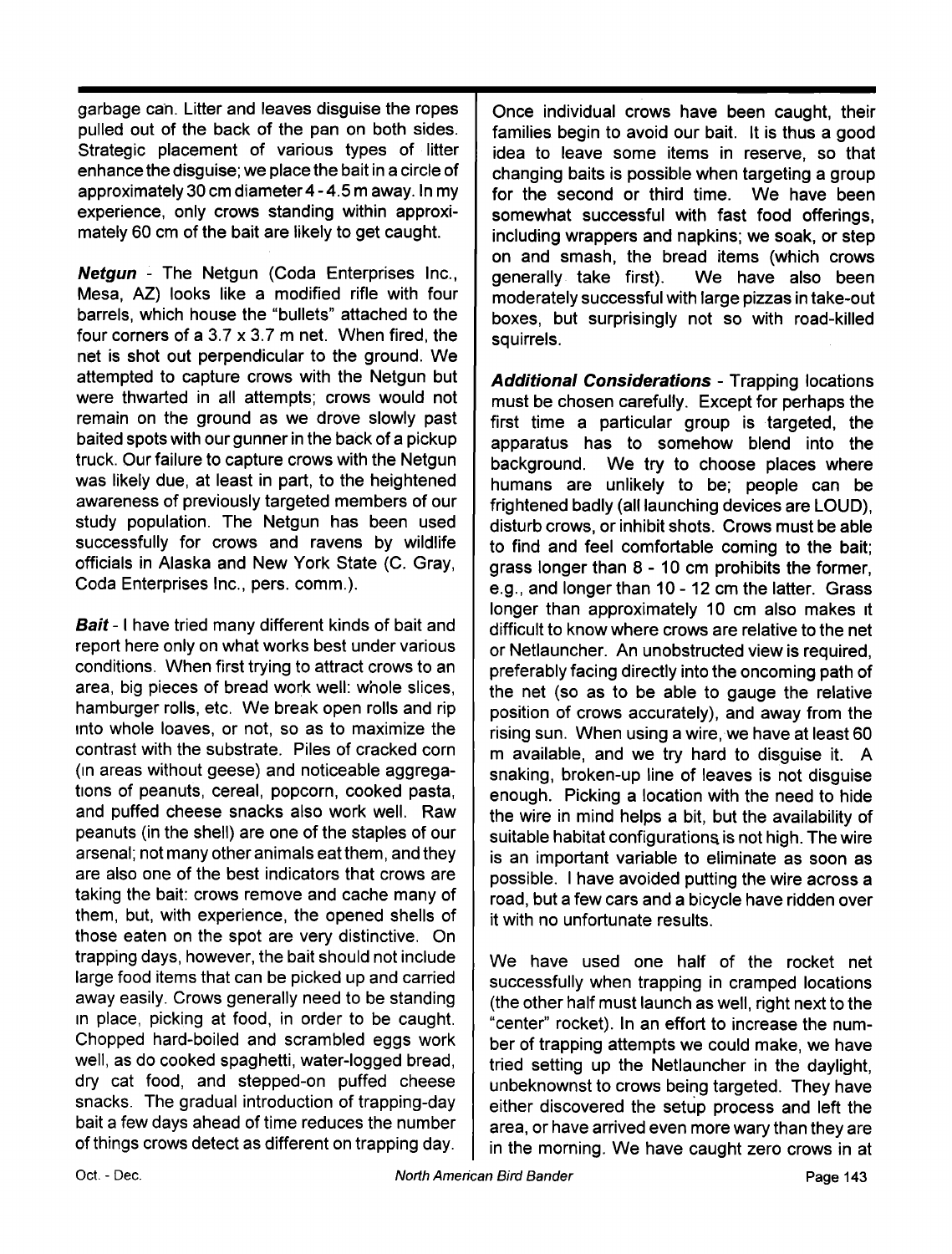garbage can. Litter and leaves disguise the ropes pulled out of the back of the pan on both sides. Strategic placement of various types of litter enhance the disguise; we place the bait in a circle of approximately 30 cm diameter 4 - 4.5 m away. In my experience, only crows standing within approximately 60 cm of the bait are likely to get caught.

***Netgun*** - The Netgun (Coda Enterprises Inc., Mesa, AZ) looks like a modified rifle with four barrels, which house the "bullets" attached to the four corners of a 3.7 x 3.7 m net. When fired, the net is shot out perpendicular to the ground. We attempted to capture crows with the Netgun but were thwarted in all attempts; crows would not remain on the ground as we drove slowly past baited spots with our gunner in the back of a pickup truck. Our failure to capture crows with the Netgun was likely due, at least in part, to the heightened awareness of previously targeted members of our study population. The Netgun has been used successfully for crows and ravens by wildlife officials in Alaska and New York State (C. Gray, Coda Enterprises Inc., pers. comm.).

***Bait*** - I have tried many different kinds of bait and report here only on what works best under various conditions. When first trying to attract crows to an area, big pieces of bread work well: whole slices, hamburger rolls, etc. We break open rolls and rip into whole loaves, or not, so as to maximize the contrast with the substrate. Piles of cracked corn (in areas without geese) and noticeable aggregations of peanuts, cereal, popcorn, cooked pasta, and puffed cheese snacks also work well. Raw peanuts (in the shell) are one of the staples of our arsenal; not many other animals eat them, and they are also one of the best indicators that crows are taking the bait: crows remove and cache many of them, but, with experience, the opened shells of those eaten on the spot are very distinctive. On trapping days, however, the bait should not include large food items that can be picked up and carried away easily. Crows generally need to be standing in place, picking at food, in order to be caught. Chopped hard-boiled and scrambled eggs work well, as do cooked spaghetti, water-logged bread, dry cat food, and stepped-on puffed cheese snacks. The gradual introduction of trapping-day bait a few days ahead of time reduces the number of things crows detect as different on trapping day.

Once individual crows have been caught, their families begin to avoid our bait. It is thus a good idea to leave some items in reserve, so that changing baits is possible when targeting a group for the second or third time. We have been somewhat successful with fast food offerings, including wrappers and napkins; we soak, or step on and smash, the bread items (which crows generally take first). We have also been moderately successful with large pizzas in take-out boxes, but surprisingly not so with road-killed squirrels.

***Additional Considerations*** - Trapping locations must be chosen carefully. Except for perhaps the first time a particular group is targeted, the apparatus has to somehow blend into the background. We try to choose places where humans are unlikely to be; people can be frightened badly (all launching devices are LOUD), disturb crows, or inhibit shots. Crows must be able to find and feel comfortable coming to the bait; grass longer than 8 - 10 cm prohibits the former, e.g., and longer than 10 - 12 cm the latter. Grass longer than approximately 10 cm also makes it difficult to know where crows are relative to the net or Netlauncher. An unobstructed view is required, preferably facing directly into the oncoming path of the net (so as to be able to gauge the relative position of crows accurately), and away from the rising sun. When using a wire, we have at least 60 m available, and we try hard to disguise it. A snaking, broken-up line of leaves is not disguise enough. Picking a location with the need to hide the wire in mind helps a bit, but the availability of suitable habitat configurations is not high. The wire is an important variable to eliminate as soon as possible. I have avoided putting the wire across a road, but a few cars and a bicycle have ridden over it with no unfortunate results.

We have used one half of the rocket net successfully when trapping in cramped locations (the other half must launch as well, right next to the "center" rocket). In an effort to increase the number of trapping attempts we could make, we have tried setting up the Netlauncher in the daylight, unbeknownst to crows being targeted. They have either discovered the setup process and left the area, or have arrived even more wary than they are in the morning. We have caught zero crows in at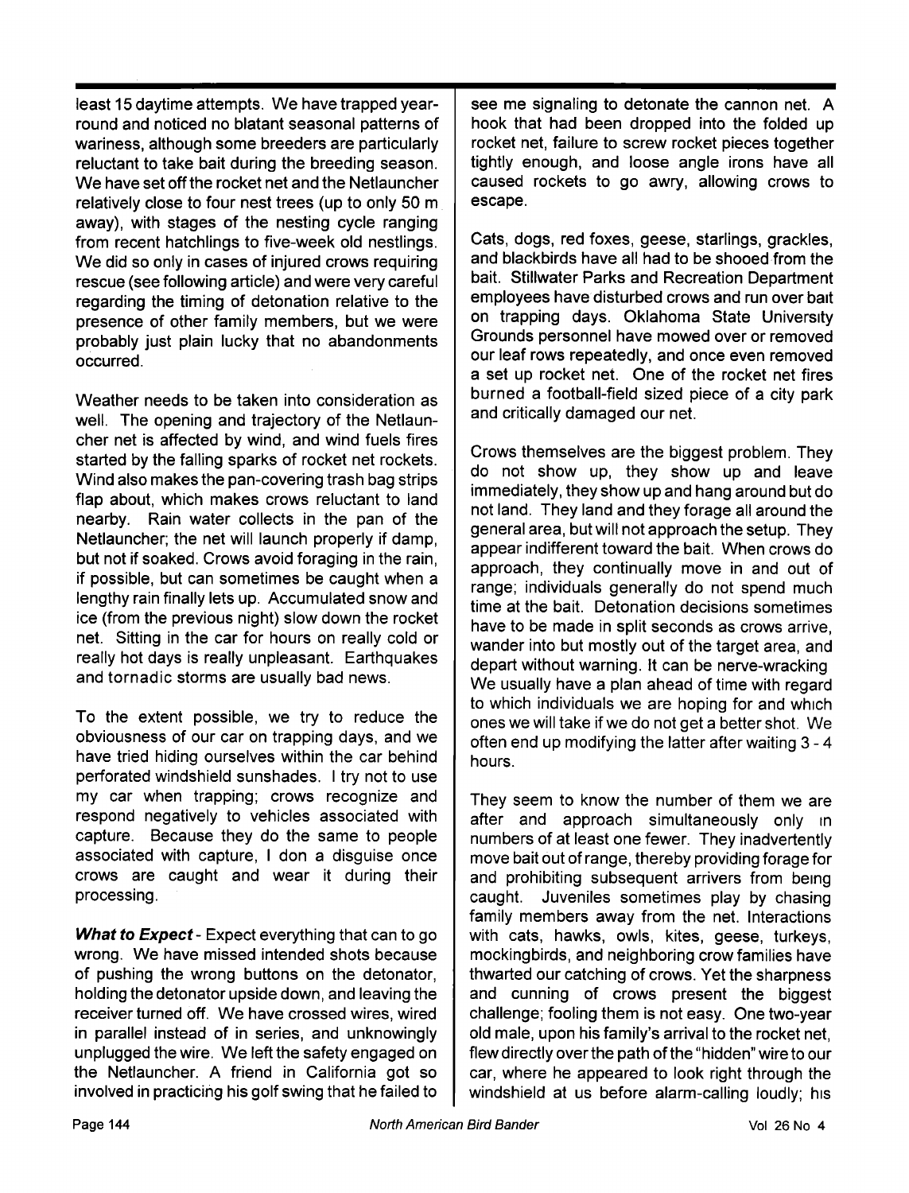least 15 daytime attempts. We have trapped year-round and noticed no blatant seasonal patterns of wariness, although some breeders are particularly reluctant to take bait during the breeding season. We have set off the rocket net and the Netlauncher relatively close to four nest trees (up to only 50 m away), with stages of the nesting cycle ranging from recent hatchlings to five-week old nestlings. We did so only in cases of injured crows requiring rescue (see following article) and were very careful regarding the timing of detonation relative to the presence of other family members, but we were probably just plain lucky that no abandonments occurred.

Weather needs to be taken into consideration as well. The opening and trajectory of the Netlauncher net is affected by wind, and wind fuels fires started by the falling sparks of rocket net rockets. Wind also makes the pan-covering trash bag strips flap about, which makes crows reluctant to land nearby. Rain water collects in the pan of the Netlauncher; the net will launch properly if damp, but not if soaked. Crows avoid foraging in the rain, if possible, but can sometimes be caught when a lengthy rain finally lets up. Accumulated snow and ice (from the previous night) slow down the rocket net. Sitting in the car for hours on really cold or really hot days is really unpleasant. Earthquakes and tornadic storms are usually bad news.

To the extent possible, we try to reduce the obviousness of our car on trapping days, and we have tried hiding ourselves within the car behind perforated windshield sunshades. I try not to use my car when trapping; crows recognize and respond negatively to vehicles associated with capture. Because they do the same to people associated with capture, I don a disguise once crows are caught and wear it during their processing.

***What to Expect*** - Expect everything that can to go wrong. We have missed intended shots because of pushing the wrong buttons on the detonator, holding the detonator upside down, and leaving the receiver turned off. We have crossed wires, wired in parallel instead of in series, and unknowingly unplugged the wire. We left the safety engaged on the Netlauncher. A friend in California got so involved in practicing his golf swing that he failed to see me signaling to detonate the cannon net. A hook that had been dropped into the folded up rocket net, failure to screw rocket pieces together tightly enough, and loose angle irons have all caused rockets to go awry, allowing crows to escape.

Cats, dogs, red foxes, geese, starlings, grackles, and blackbirds have all had to be shooed from the bait. Stillwater Parks and Recreation Department employees have disturbed crows and run over bait on trapping days. Oklahoma State University Grounds personnel have mowed over or removed our leaf rows repeatedly, and once even removed a set up rocket net. One of the rocket net fires burned a football-field sized piece of a city park and critically damaged our net.

Crows themselves are the biggest problem. They do not show up, they show up and leave immediately, they show up and hang around but do not land. They land and they forage all around the general area, but will not approach the setup. They appear indifferent toward the bait. When crows do approach, they continually move in and out of range; individuals generally do not spend much time at the bait. Detonation decisions sometimes have to be made in split seconds as crows arrive, wander into but mostly out of the target area, and depart without warning. It can be nerve-wracking We usually have a plan ahead of time with regard to which individuals we are hoping for and which ones we will take if we do not get a better shot. We often end up modifying the latter after waiting 3 - 4 hours.

They seem to know the number of them we are after and approach simultaneously only in numbers of at least one fewer. They inadvertently move bait out of range, thereby providing forage for and prohibiting subsequent arrivers from being caught. Juveniles sometimes play by chasing family members away from the net. Interactions with cats, hawks, owls, kites, geese, turkeys, mockingbirds, and neighboring crow families have thwarted our catching of crows. Yet the sharpness and cunning of crows present the biggest challenge; fooling them is not easy. One two-year old male, upon his family's arrival to the rocket net, flew directly over the path of the "hidden" wire to our car, where he appeared to look right through the windshield at us before alarm-calling loudly; his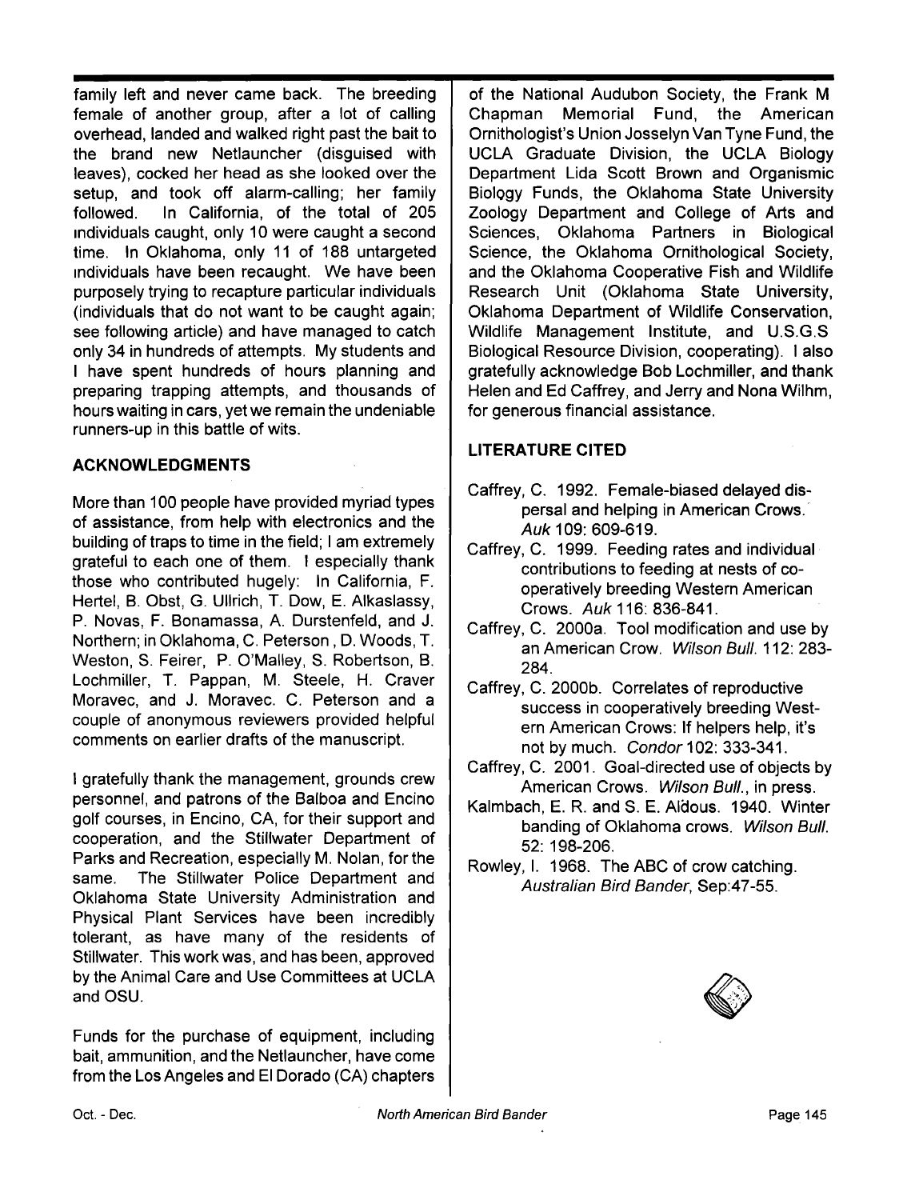family left and never came back. The breeding female of another group, after a lot of calling overhead, landed and walked right past the bait to the brand new Netlauncher (disguised with leaves), cocked her head as she looked over the setup, and took off alarm-calling; her family followed. In California, of the total of 205 individuals caught, only 10 were caught a second time. In Oklahoma, only 11 of 188 untargeted individuals have been recaught. We have been purposely trying to recapture particular individuals (individuals that do not want to be caught again; see following article) and have managed to catch only 34 in hundreds of attempts. My students and I have spent hundreds of hours planning and preparing trapping attempts, and thousands of hours waiting in cars, yet we remain the undeniable runners-up in this battle of wits.

## ACKNOWLEDGMENTS

More than 100 people have provided myriad types of assistance, from help with electronics and the building of traps to time in the field; I am extremely grateful to each one of them. I especially thank those who contributed hugely: In California, F. Hertel, B. Obst, G. Ullrich, T. Dow, E. Alkaslassy, P. Novas, F. Bonamassa, A. Durstenfeld, and J. Northern; in Oklahoma, C. Peterson , D. Woods, T. Weston, S. Feirer, P. O'Malley, S. Robertson, B. Lochmiller, T. Pappan, M. Steele, H. Craver Moravec, and J. Moravec. C. Peterson and a couple of anonymous reviewers provided helpful comments on earlier drafts of the manuscript.

I gratefully thank the management, grounds crew personnel, and patrons of the Balboa and Encino golf courses, in Encino, CA, for their support and cooperation, and the Stillwater Department of Parks and Recreation, especially M. Nolan, for the same. The Stillwater Police Department and Oklahoma State University Administration and Physical Plant Services have been incredibly tolerant, as have many of the residents of Stillwater. This work was, and has been, approved by the Animal Care and Use Committees at UCLA and OSU.

Funds for the purchase of equipment, including bait, ammunition, and the Netlauncher, have come from the Los Angeles and El Dorado (CA) chapters of the National Audubon Society, the Frank M Chapman Memorial Fund, the American Ornithologist's Union Josselyn Van Tyne Fund, the UCLA Graduate Division, the UCLA Biology Department Lida Scott Brown and Organismic Biology Funds, the Oklahoma State University Zoology Department and College of Arts and Sciences, Oklahoma Partners in Biological Science, the Oklahoma Ornithological Society, and the Oklahoma Cooperative Fish and Wildlife Research Unit (Oklahoma State University, Oklahoma Department of Wildlife Conservation, Wildlife Management Institute, and U.S.G.S Biological Resource Division, cooperating). I also gratefully acknowledge Bob Lochmiller, and thank Helen and Ed Caffrey, and Jerry and Nona Wilhm, for generous financial assistance.

## LITERATURE CITED

Caffrey, C. 1992. Female-biased delayed dispersal and helping in American Crows. *Auk* 109: 609-619.

Caffrey, C. 1999. Feeding rates and individual contributions to feeding at nests of cooperatively breeding Western American Crows. *Auk* 116: 836-841.

Caffrey, C. 2000a. Tool modification and use by an American Crow. *Wilson Bull.* 112: 283-284.

Caffrey, C. 2000b. Correlates of reproductive success in cooperatively breeding Western American Crows: If helpers help, it's not by much. *Condor* 102: 333-341.

Caffrey, C. 2001. Goal-directed use of objects by American Crows. *Wilson Bull.*, in press.

Kalmbach, E. R. and S. E. Aldous. 1940. Winter banding of Oklahoma crows. *Wilson Bull.* 52: 198-206.

Rowley, I. 1968. The ABC of crow catching. *Australian Bird Bander*, Sep:47-55.